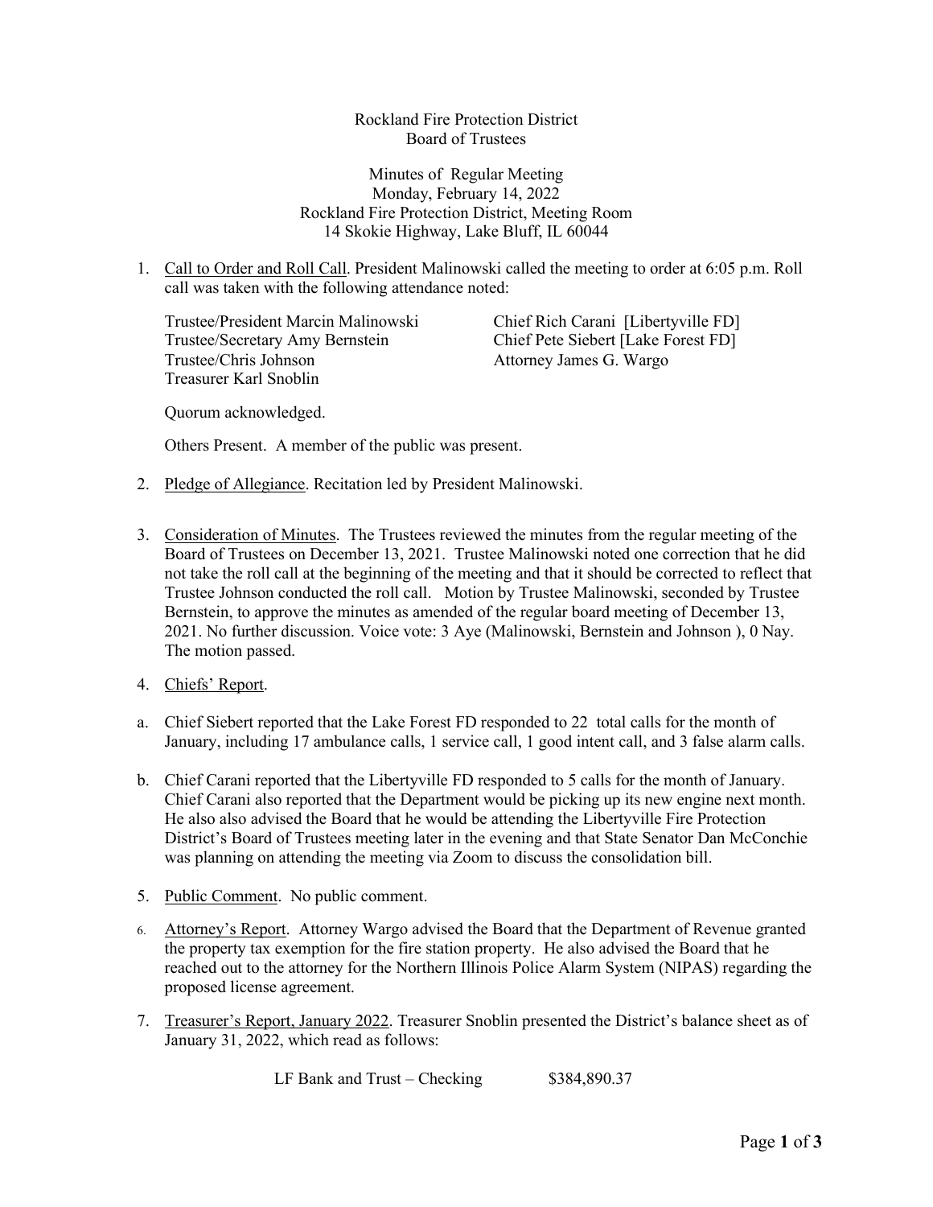Rockland Fire Protection District
Board of Trustees

Minutes of Regular Meeting
Monday, February 14, 2022
Rockland Fire Protection District, Meeting Room
14 Skokie Highway, Lake Bluff, IL 60044

1. Call to Order and Roll Call. President Malinowski called the meeting to order at 6:05 p.m. Roll call was taken with the following attendance noted:

| | |
|---|---|
| Trustee/President Marcin Malinowski | Chief Rich Carani [Libertyville FD] |
| Trustee/Secretary Amy Bernstein | Chief Pete Siebert [Lake Forest FD] |
| Trustee/Chris Johnson | Attorney James G. Wargo |
| Treasurer Karl Snoblin | |

   Quorum acknowledged.

   Others Present. A member of the public was present.

2. Pledge of Allegiance. Recitation led by President Malinowski.

3. Consideration of Minutes. The Trustees reviewed the minutes from the regular meeting of the Board of Trustees on December 13, 2021. Trustee Malinowski noted one correction that he did not take the roll call at the beginning of the meeting and that it should be corrected to reflect that Trustee Johnson conducted the roll call. Motion by Trustee Malinowski, seconded by Trustee Bernstein, to approve the minutes as amended of the regular board meeting of December 13, 2021. No further discussion. Voice vote: 3 Aye (Malinowski, Bernstein and Johnson ), 0 Nay. The motion passed.

4. Chiefs' Report.

a. Chief Siebert reported that the Lake Forest FD responded to 22 total calls for the month of January, including 17 ambulance calls, 1 service call, 1 good intent call, and 3 false alarm calls.

b. Chief Carani reported that the Libertyville FD responded to 5 calls for the month of January. Chief Carani also reported that the Department would be picking up its new engine next month. He also also advised the Board that he would be attending the Libertyville Fire Protection District's Board of Trustees meeting later in the evening and that State Senator Dan McConchie was planning on attending the meeting via Zoom to discuss the consolidation bill.

5. Public Comment. No public comment.

6. Attorney's Report. Attorney Wargo advised the Board that the Department of Revenue granted the property tax exemption for the fire station property. He also advised the Board that he reached out to the attorney for the Northern Illinois Police Alarm System (NIPAS) regarding the proposed license agreement.

7. Treasurer's Report, January 2022. Treasurer Snoblin presented the District's balance sheet as of January 31, 2022, which read as follows:

| | |
|---|---|
| LF Bank and Trust – Checking | \$384,890.37 |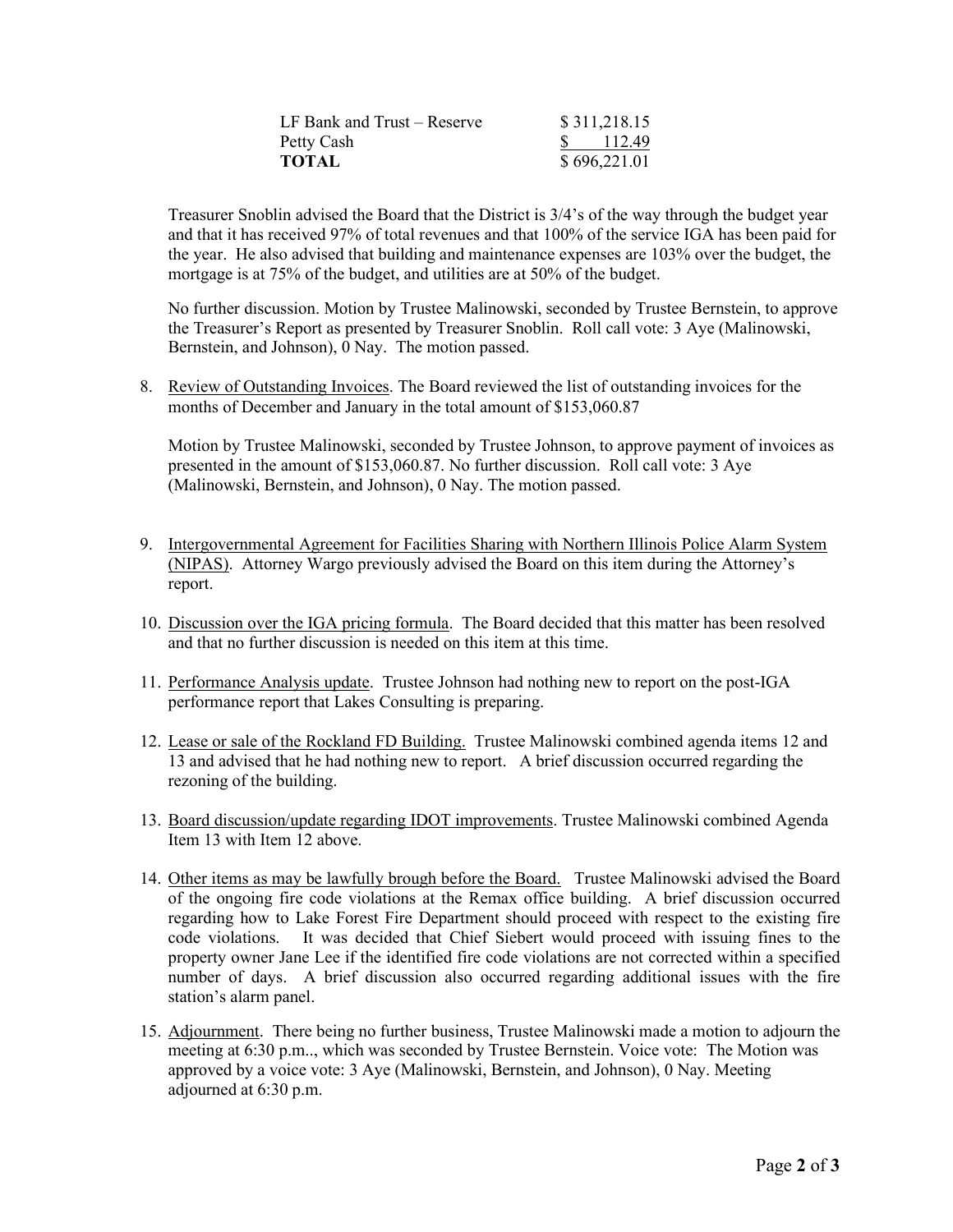| | |
|---|---|
| LF Bank and Trust – Reserve | $ 311,218.15 |
| Petty Cash | $ 112.49 |
| **TOTAL** | $ 696,221.01 |

Treasurer Snoblin advised the Board that the District is 3/4's of the way through the budget year and that it has received 97% of total revenues and that 100% of the service IGA has been paid for the year. He also advised that building and maintenance expenses are 103% over the budget, the mortgage is at 75% of the budget, and utilities are at 50% of the budget.

No further discussion. Motion by Trustee Malinowski, seconded by Trustee Bernstein, to approve the Treasurer's Report as presented by Treasurer Snoblin. Roll call vote: 3 Aye (Malinowski, Bernstein, and Johnson), 0 Nay. The motion passed.

8. Review of Outstanding Invoices. The Board reviewed the list of outstanding invoices for the months of December and January in the total amount of $153,060.87

   Motion by Trustee Malinowski, seconded by Trustee Johnson, to approve payment of invoices as presented in the amount of $153,060.87. No further discussion. Roll call vote: 3 Aye (Malinowski, Bernstein, and Johnson), 0 Nay. The motion passed.

9. Intergovernmental Agreement for Facilities Sharing with Northern Illinois Police Alarm System (NIPAS). Attorney Wargo previously advised the Board on this item during the Attorney's report.

10. Discussion over the IGA pricing formula. The Board decided that this matter has been resolved and that no further discussion is needed on this item at this time.

11. Performance Analysis update. Trustee Johnson had nothing new to report on the post-IGA performance report that Lakes Consulting is preparing.

12. Lease or sale of the Rockland FD Building. Trustee Malinowski combined agenda items 12 and 13 and advised that he had nothing new to report. A brief discussion occurred regarding the rezoning of the building.

13. Board discussion/update regarding IDOT improvements. Trustee Malinowski combined Agenda Item 13 with Item 12 above.

14. Other items as may be lawfully brough before the Board. Trustee Malinowski advised the Board of the ongoing fire code violations at the Remax office building. A brief discussion occurred regarding how to Lake Forest Fire Department should proceed with respect to the existing fire code violations. It was decided that Chief Siebert would proceed with issuing fines to the property owner Jane Lee if the identified fire code violations are not corrected within a specified number of days. A brief discussion also occurred regarding additional issues with the fire station's alarm panel.

15. Adjournment. There being no further business, Trustee Malinowski made a motion to adjourn the meeting at 6:30 p.m.., which was seconded by Trustee Bernstein. Voice vote: The Motion was approved by a voice vote: 3 Aye (Malinowski, Bernstein, and Johnson), 0 Nay. Meeting adjourned at 6:30 p.m.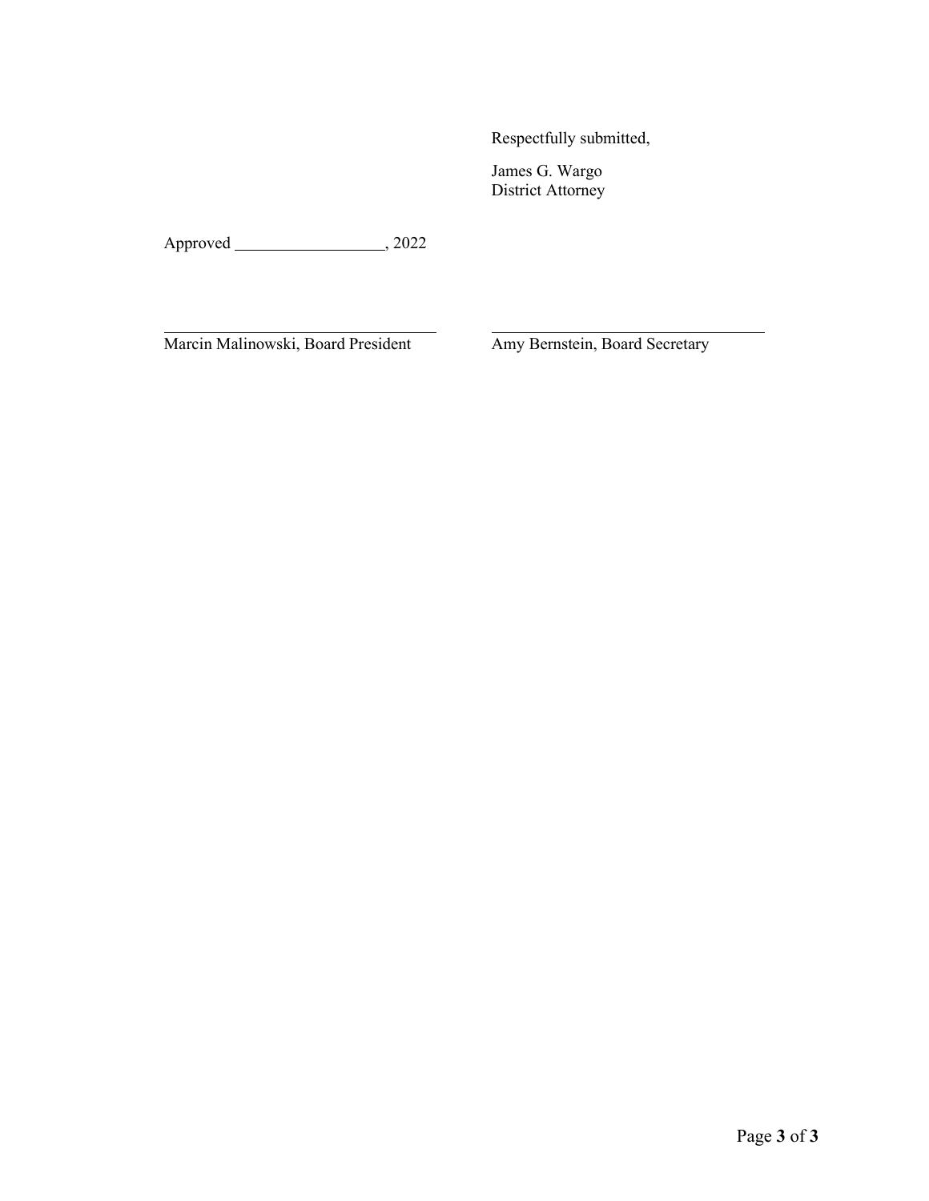Respectfully submitted,

James G. Wargo
District Attorney

Approved ___________________, 2022

_______________________________ _______________________________
Marcin Malinowski, Board President Amy Bernstein, Board Secretary